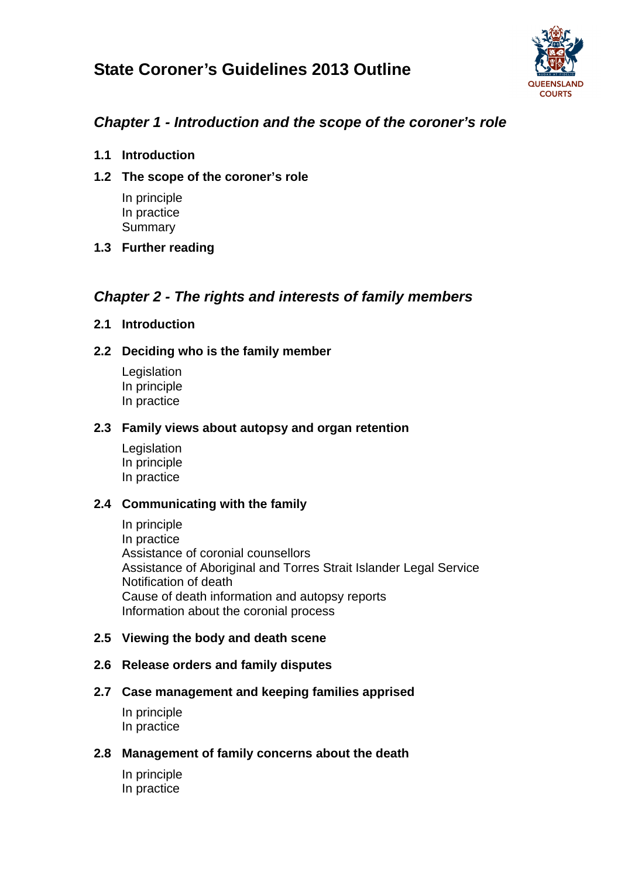# State Coroner's Guidelines 2013 Outline

## *Chapter 1 - Introduction and the scope of the coroner's role*

### 1.1 Introduction

### 1.2 The scope of the coroner's role

In principle
In practice
Summary

### 1.3 Further reading

## *Chapter 2 - The rights and interests of family members*

### 2.1 Introduction

### 2.2 Deciding who is the family member

Legislation
In principle
In practice

### 2.3 Family views about autopsy and organ retention

Legislation
In principle
In practice

### 2.4 Communicating with the family

In principle
In practice
Assistance of coronial counsellors
Assistance of Aboriginal and Torres Strait Islander Legal Service
Notification of death
Cause of death information and autopsy reports
Information about the coronial process

### 2.5 Viewing the body and death scene

### 2.6 Release orders and family disputes

### 2.7 Case management and keeping families apprised

In principle
In practice

### 2.8 Management of family concerns about the death

In principle
In practice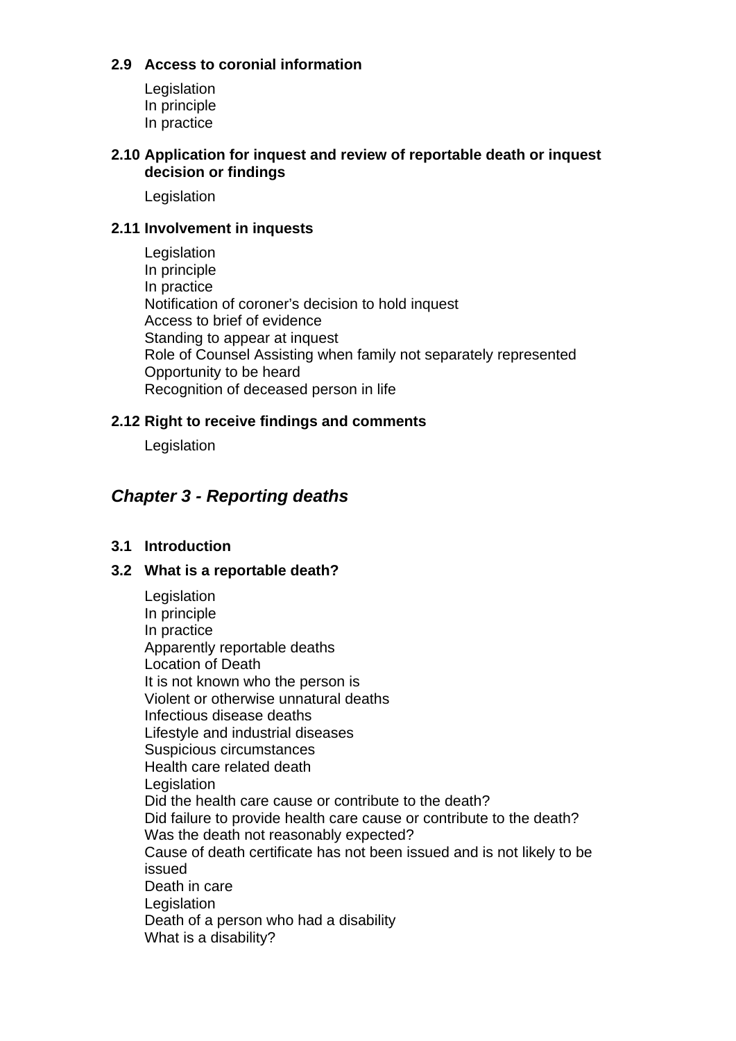**2.9 Access to coronial information**

Legislation
In principle
In practice

**2.10 Application for inquest and review of reportable death or inquest decision or findings**

Legislation

**2.11 Involvement in inquests**

Legislation
In principle
In practice
Notification of coroner's decision to hold inquest
Access to brief of evidence
Standing to appear at inquest
Role of Counsel Assisting when family not separately represented
Opportunity to be heard
Recognition of deceased person in life

**2.12 Right to receive findings and comments**

Legislation

## *Chapter 3 - Reporting deaths*

**3.1 Introduction**

**3.2 What is a reportable death?**

Legislation
In principle
In practice
Apparently reportable deaths
Location of Death
It is not known who the person is
Violent or otherwise unnatural deaths
Infectious disease deaths
Lifestyle and industrial diseases
Suspicious circumstances
Health care related death
Legislation
Did the health care cause or contribute to the death?
Did failure to provide health care cause or contribute to the death?
Was the death not reasonably expected?
Cause of death certificate has not been issued and is not likely to be issued
Death in care
Legislation
Death of a person who had a disability
What is a disability?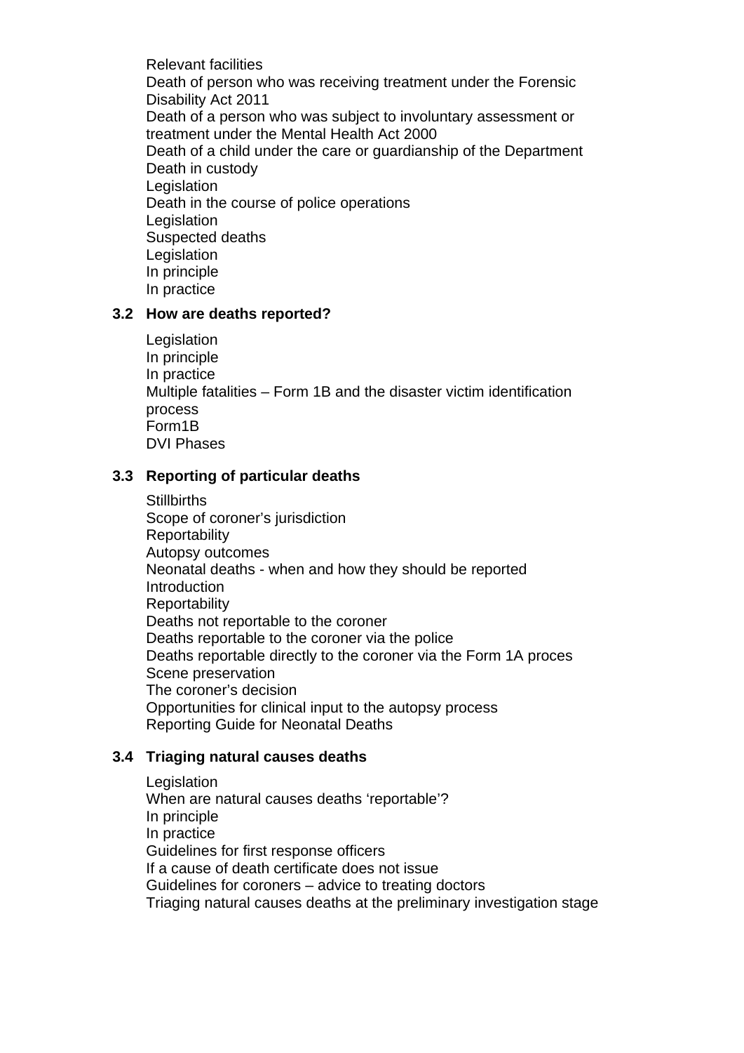Relevant facilities
Death of person who was receiving treatment under the Forensic Disability Act 2011
Death of a person who was subject to involuntary assessment or treatment under the Mental Health Act 2000
Death of a child under the care or guardianship of the Department
Death in custody
Legislation
Death in the course of police operations
Legislation
Suspected deaths
Legislation
In principle
In practice

**3.2 How are deaths reported?**

Legislation
In principle
In practice
Multiple fatalities – Form 1B and the disaster victim identification process
Form1B
DVI Phases

**3.3 Reporting of particular deaths**

Stillbirths
Scope of coroner's jurisdiction
Reportability
Autopsy outcomes
Neonatal deaths - when and how they should be reported
Introduction
Reportability
Deaths not reportable to the coroner
Deaths reportable to the coroner via the police
Deaths reportable directly to the coroner via the Form 1A proces
Scene preservation
The coroner's decision
Opportunities for clinical input to the autopsy process
Reporting Guide for Neonatal Deaths

**3.4 Triaging natural causes deaths**

Legislation
When are natural causes deaths 'reportable'?
In principle
In practice
Guidelines for first response officers
If a cause of death certificate does not issue
Guidelines for coroners – advice to treating doctors
Triaging natural causes deaths at the preliminary investigation stage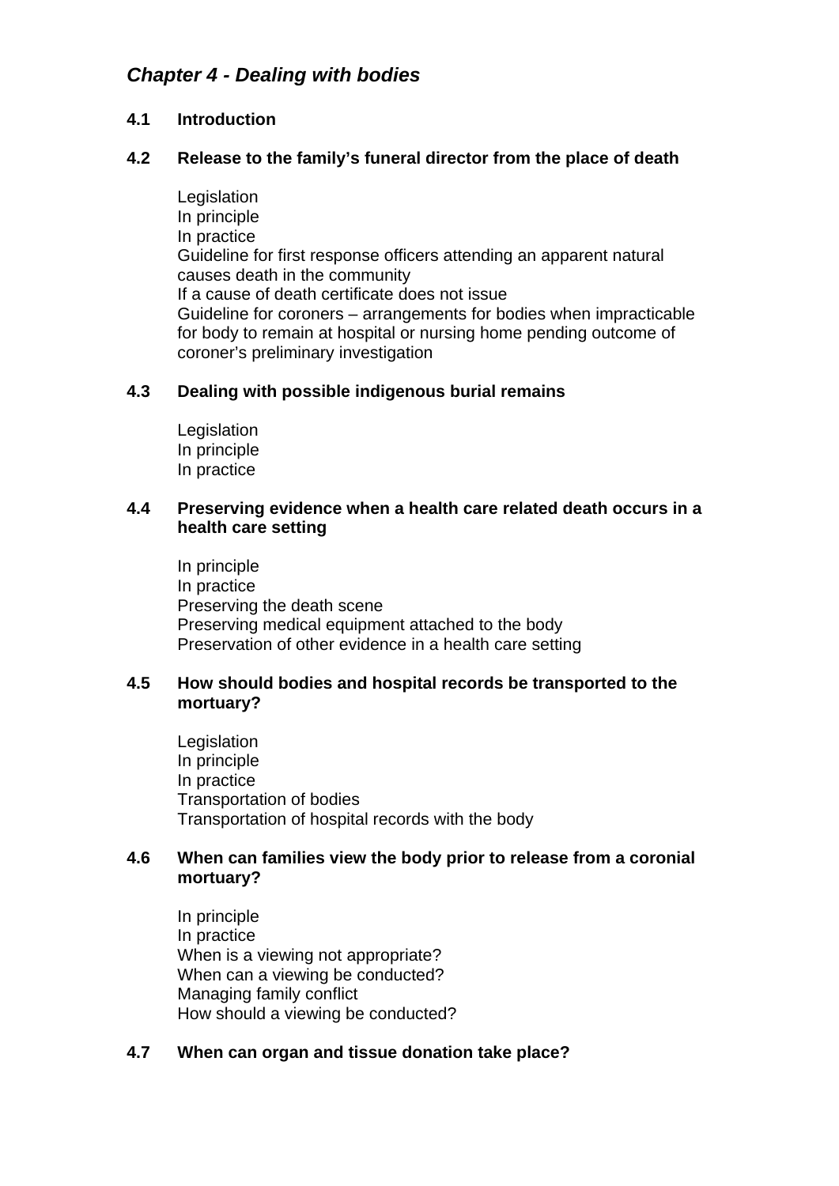## *Chapter 4 - Dealing with bodies*

**4.1 Introduction**

**4.2 Release to the family's funeral director from the place of death**

Legislation
In principle
In practice
Guideline for first response officers attending an apparent natural causes death in the community
If a cause of death certificate does not issue
Guideline for coroners – arrangements for bodies when impracticable for body to remain at hospital or nursing home pending outcome of coroner's preliminary investigation

**4.3 Dealing with possible indigenous burial remains**

Legislation
In principle
In practice

**4.4 Preserving evidence when a health care related death occurs in a health care setting**

In principle
In practice
Preserving the death scene
Preserving medical equipment attached to the body
Preservation of other evidence in a health care setting

**4.5 How should bodies and hospital records be transported to the mortuary?**

Legislation
In principle
In practice
Transportation of bodies
Transportation of hospital records with the body

**4.6 When can families view the body prior to release from a coronial mortuary?**

In principle
In practice
When is a viewing not appropriate?
When can a viewing be conducted?
Managing family conflict
How should a viewing be conducted?

**4.7 When can organ and tissue donation take place?**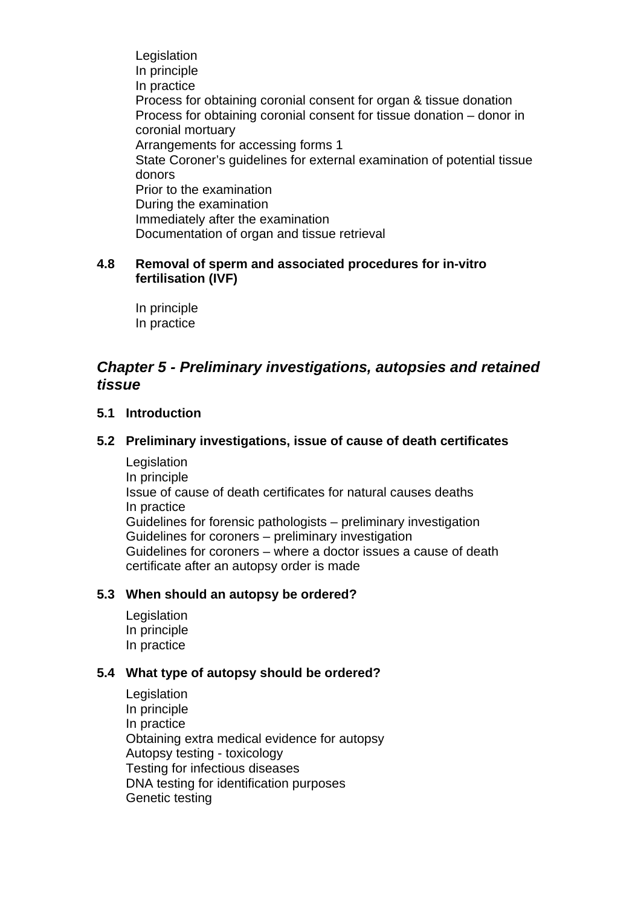Legislation
In principle
In practice
Process for obtaining coronial consent for organ & tissue donation
Process for obtaining coronial consent for tissue donation – donor in coronial mortuary
Arrangements for accessing forms 1
State Coroner's guidelines for external examination of potential tissue donors
Prior to the examination
During the examination
Immediately after the examination
Documentation of organ and tissue retrieval

### 4.8 Removal of sperm and associated procedures for in-vitro fertilisation (IVF)

In principle
In practice

## *Chapter 5 - Preliminary investigations, autopsies and retained tissue*

### 5.1 Introduction

### 5.2 Preliminary investigations, issue of cause of death certificates

Legislation
In principle
Issue of cause of death certificates for natural causes deaths
In practice
Guidelines for forensic pathologists – preliminary investigation
Guidelines for coroners – preliminary investigation
Guidelines for coroners – where a doctor issues a cause of death certificate after an autopsy order is made

### 5.3 When should an autopsy be ordered?

Legislation
In principle
In practice

### 5.4 What type of autopsy should be ordered?

Legislation
In principle
In practice
Obtaining extra medical evidence for autopsy
Autopsy testing - toxicology
Testing for infectious diseases
DNA testing for identification purposes
Genetic testing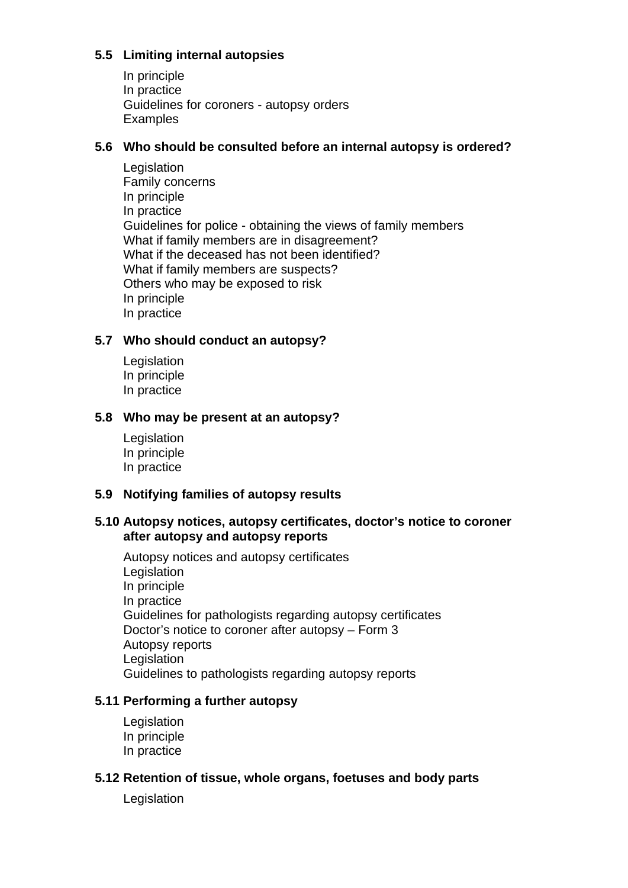**5.5 Limiting internal autopsies**

In principle
In practice
Guidelines for coroners - autopsy orders
Examples

**5.6 Who should be consulted before an internal autopsy is ordered?**

Legislation
Family concerns
In principle
In practice
Guidelines for police - obtaining the views of family members
What if family members are in disagreement?
What if the deceased has not been identified?
What if family members are suspects?
Others who may be exposed to risk
In principle
In practice

**5.7 Who should conduct an autopsy?**

Legislation
In principle
In practice

**5.8 Who may be present at an autopsy?**

Legislation
In principle
In practice

**5.9 Notifying families of autopsy results**

**5.10 Autopsy notices, autopsy certificates, doctor's notice to coroner after autopsy and autopsy reports**

Autopsy notices and autopsy certificates
Legislation
In principle
In practice
Guidelines for pathologists regarding autopsy certificates
Doctor's notice to coroner after autopsy – Form 3
Autopsy reports
Legislation
Guidelines to pathologists regarding autopsy reports

**5.11 Performing a further autopsy**

Legislation
In principle
In practice

**5.12 Retention of tissue, whole organs, foetuses and body parts**

Legislation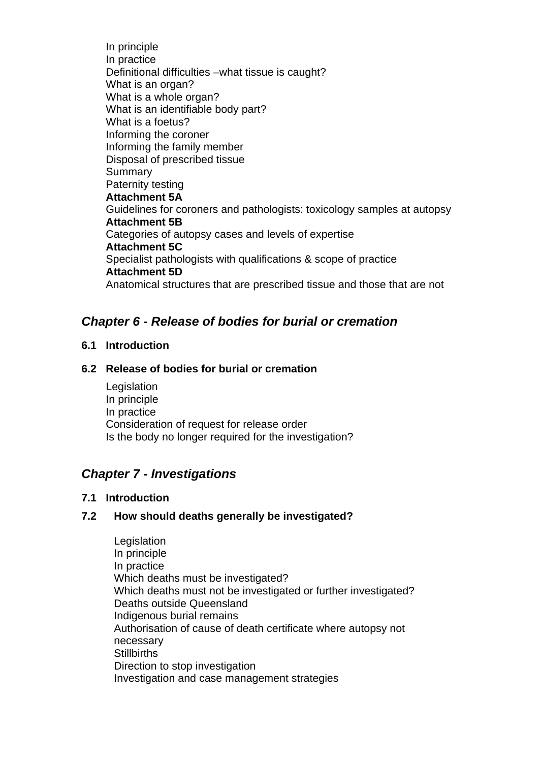In principle
In practice
Definitional difficulties –what tissue is caught?
What is an organ?
What is a whole organ?
What is an identifiable body part?
What is a foetus?
Informing the coroner
Informing the family member
Disposal of prescribed tissue
Summary
Paternity testing
**Attachment 5A**
Guidelines for coroners and pathologists: toxicology samples at autopsy
**Attachment 5B**
Categories of autopsy cases and levels of expertise
**Attachment 5C**
Specialist pathologists with qualifications & scope of practice
**Attachment 5D**
Anatomical structures that are prescribed tissue and those that are not

## *Chapter 6 - Release of bodies for burial or cremation*

**6.1 Introduction**

**6.2 Release of bodies for burial or cremation**

Legislation
In principle
In practice
Consideration of request for release order
Is the body no longer required for the investigation?

## *Chapter 7 - Investigations*

**7.1 Introduction**

**7.2 How should deaths generally be investigated?**

Legislation
In principle
In practice
Which deaths must be investigated?
Which deaths must not be investigated or further investigated?
Deaths outside Queensland
Indigenous burial remains
Authorisation of cause of death certificate where autopsy not necessary
Stillbirths
Direction to stop investigation
Investigation and case management strategies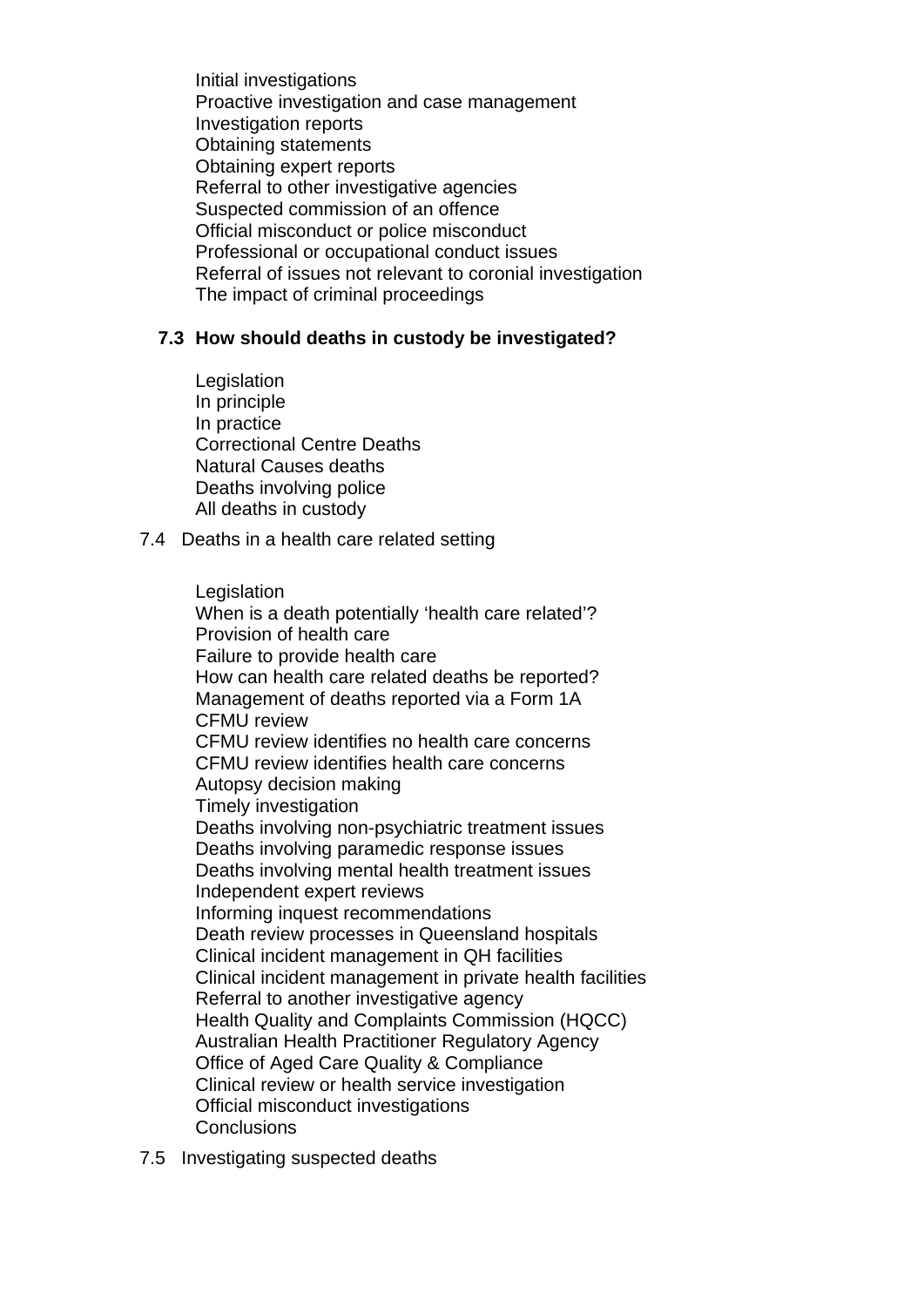Initial investigations
Proactive investigation and case management
Investigation reports
Obtaining statements
Obtaining expert reports
Referral to other investigative agencies
Suspected commission of an offence
Official misconduct or police misconduct
Professional or occupational conduct issues
Referral of issues not relevant to coronial investigation
The impact of criminal proceedings

**7.3 How should deaths in custody be investigated?**

Legislation
In principle
In practice
Correctional Centre Deaths
Natural Causes deaths
Deaths involving police
All deaths in custody

7.4 Deaths in a health care related setting

Legislation
When is a death potentially 'health care related'?
Provision of health care
Failure to provide health care
How can health care related deaths be reported?
Management of deaths reported via a Form 1A
CFMU review
CFMU review identifies no health care concerns
CFMU review identifies health care concerns
Autopsy decision making
Timely investigation
Deaths involving non-psychiatric treatment issues
Deaths involving paramedic response issues
Deaths involving mental health treatment issues
Independent expert reviews
Informing inquest recommendations
Death review processes in Queensland hospitals
Clinical incident management in QH facilities
Clinical incident management in private health facilities
Referral to another investigative agency
Health Quality and Complaints Commission (HQCC)
Australian Health Practitioner Regulatory Agency
Office of Aged Care Quality & Compliance
Clinical review or health service investigation
Official misconduct investigations
Conclusions

7.5 Investigating suspected deaths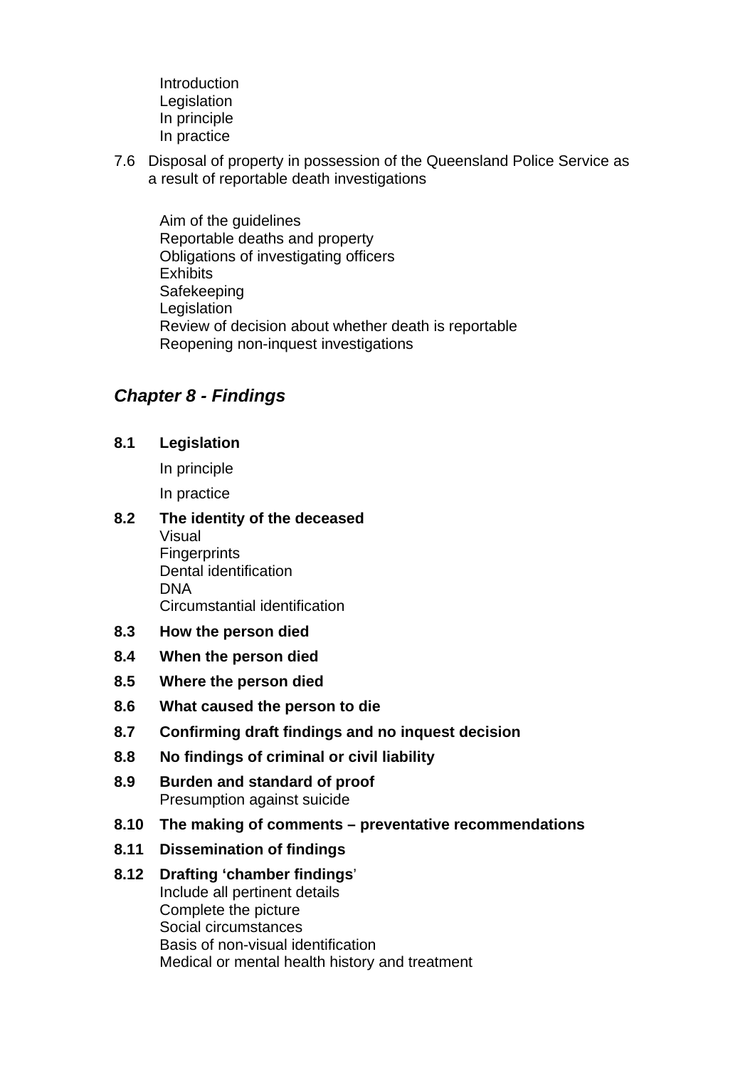Introduction
Legislation
In principle
In practice

7.6 Disposal of property in possession of the Queensland Police Service as a result of reportable death investigations

Aim of the guidelines
Reportable deaths and property
Obligations of investigating officers
Exhibits
Safekeeping
Legislation
Review of decision about whether death is reportable
Reopening non-inquest investigations

## *Chapter 8 - Findings*

**8.1 Legislation**

In principle

In practice

**8.2 The identity of the deceased**
Visual
Fingerprints
Dental identification
DNA
Circumstantial identification

**8.3 How the person died**

**8.4 When the person died**

**8.5 Where the person died**

**8.6 What caused the person to die**

**8.7 Confirming draft findings and no inquest decision**

**8.8 No findings of criminal or civil liability**

**8.9 Burden and standard of proof**
Presumption against suicide

**8.10 The making of comments – preventative recommendations**

**8.11 Dissemination of findings**

**8.12 Drafting 'chamber findings'**
Include all pertinent details
Complete the picture
Social circumstances
Basis of non-visual identification
Medical or mental health history and treatment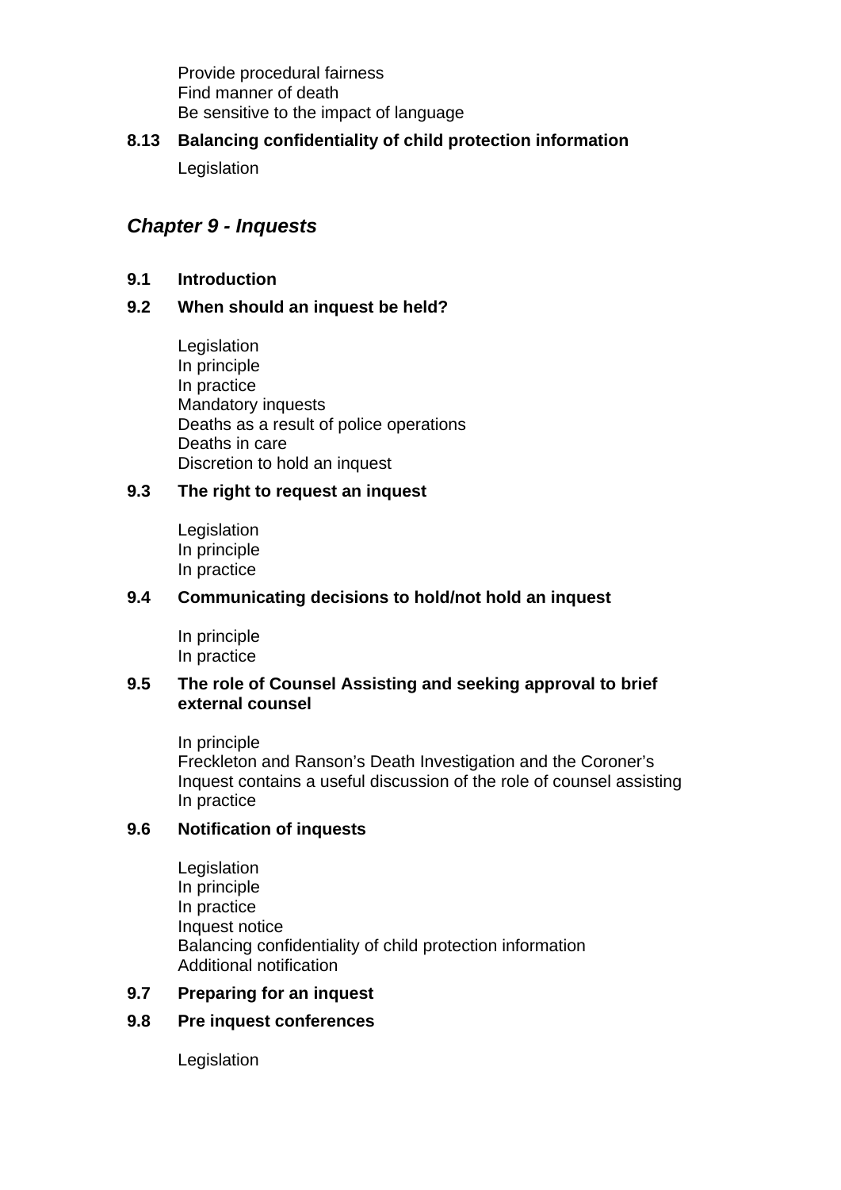Provide procedural fairness
Find manner of death
Be sensitive to the impact of language

**8.13 Balancing confidentiality of child protection information**

Legislation

## *Chapter 9 - Inquests*

**9.1 Introduction**

**9.2 When should an inquest be held?**

Legislation
In principle
In practice
Mandatory inquests
Deaths as a result of police operations
Deaths in care
Discretion to hold an inquest

**9.3 The right to request an inquest**

Legislation
In principle
In practice

**9.4 Communicating decisions to hold/not hold an inquest**

In principle
In practice

**9.5 The role of Counsel Assisting and seeking approval to brief external counsel**

In principle
Freckleton and Ranson's Death Investigation and the Coroner's Inquest contains a useful discussion of the role of counsel assisting
In practice

**9.6 Notification of inquests**

Legislation
In principle
In practice
Inquest notice
Balancing confidentiality of child protection information
Additional notification

**9.7 Preparing for an inquest**

**9.8 Pre inquest conferences**

Legislation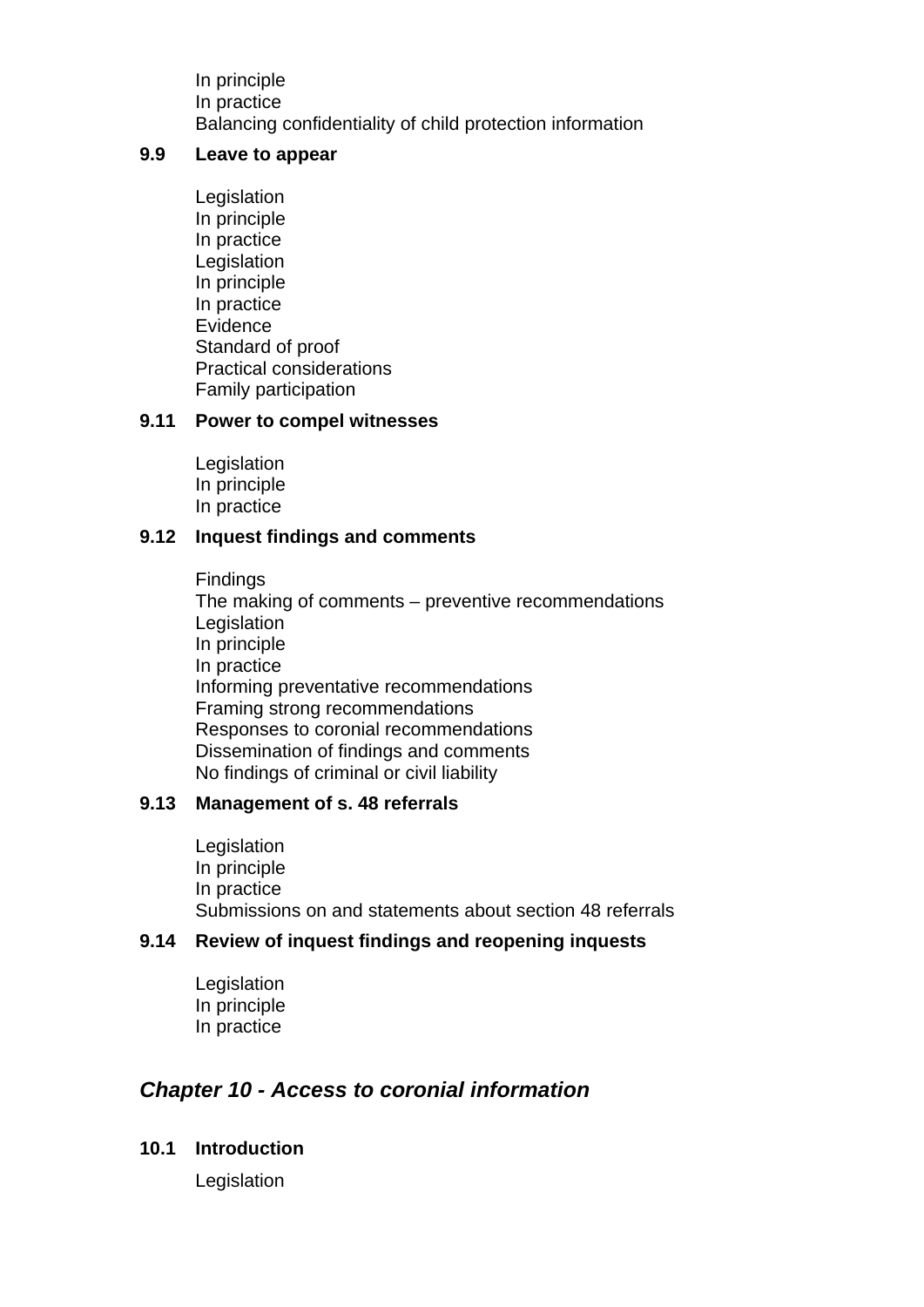In principle
In practice
Balancing confidentiality of child protection information

**9.9 Leave to appear**

Legislation
In principle
In practice
Legislation
In principle
In practice
Evidence
Standard of proof
Practical considerations
Family participation

**9.11 Power to compel witnesses**

Legislation
In principle
In practice

**9.12 Inquest findings and comments**

Findings
The making of comments – preventive recommendations
Legislation
In principle
In practice
Informing preventative recommendations
Framing strong recommendations
Responses to coronial recommendations
Dissemination of findings and comments
No findings of criminal or civil liability

**9.13 Management of s. 48 referrals**

Legislation
In principle
In practice
Submissions on and statements about section 48 referrals

**9.14 Review of inquest findings and reopening inquests**

Legislation
In principle
In practice

## *Chapter 10 - Access to coronial information*

**10.1 Introduction**

Legislation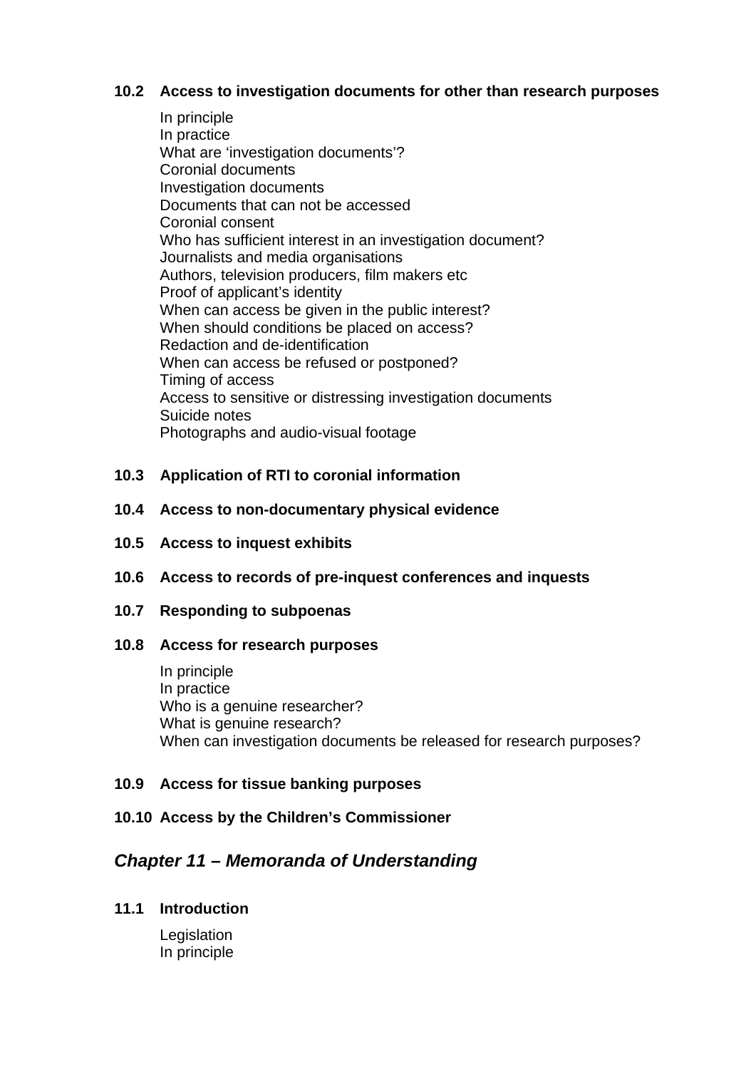**10.2 Access to investigation documents for other than research purposes**

In principle
In practice
What are 'investigation documents'?
Coronial documents
Investigation documents
Documents that can not be accessed
Coronial consent
Who has sufficient interest in an investigation document?
Journalists and media organisations
Authors, television producers, film makers etc
Proof of applicant's identity
When can access be given in the public interest?
When should conditions be placed on access?
Redaction and de-identification
When can access be refused or postponed?
Timing of access
Access to sensitive or distressing investigation documents
Suicide notes
Photographs and audio-visual footage

**10.3 Application of RTI to coronial information**

**10.4 Access to non-documentary physical evidence**

**10.5 Access to inquest exhibits**

**10.6 Access to records of pre-inquest conferences and inquests**

**10.7 Responding to subpoenas**

**10.8 Access for research purposes**

In principle
In practice
Who is a genuine researcher?
What is genuine research?
When can investigation documents be released for research purposes?

**10.9 Access for tissue banking purposes**

**10.10 Access by the Children's Commissioner**

## *Chapter 11 – Memoranda of Understanding*

**11.1 Introduction**

Legislation
In principle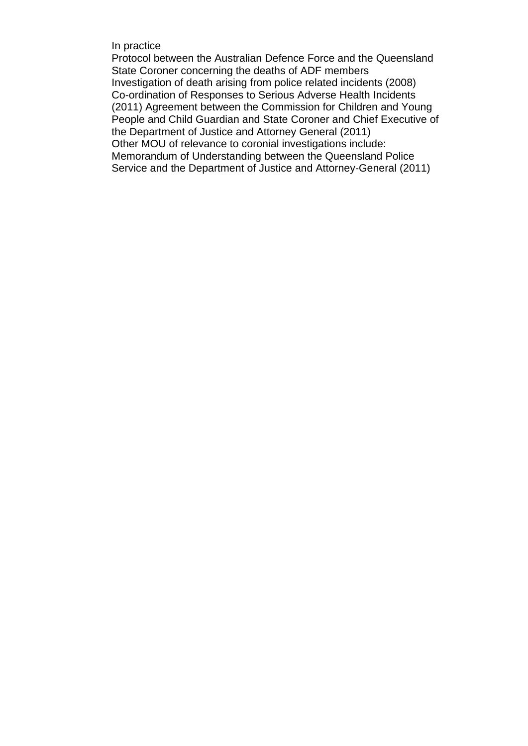In practice

Protocol between the Australian Defence Force and the Queensland State Coroner concerning the deaths of ADF members

Investigation of death arising from police related incidents (2008)

Co-ordination of Responses to Serious Adverse Health Incidents (2011) Agreement between the Commission for Children and Young People and Child Guardian and State Coroner and Chief Executive of the Department of Justice and Attorney General (2011)

Other MOU of relevance to coronial investigations include:

Memorandum of Understanding between the Queensland Police Service and the Department of Justice and Attorney-General (2011)